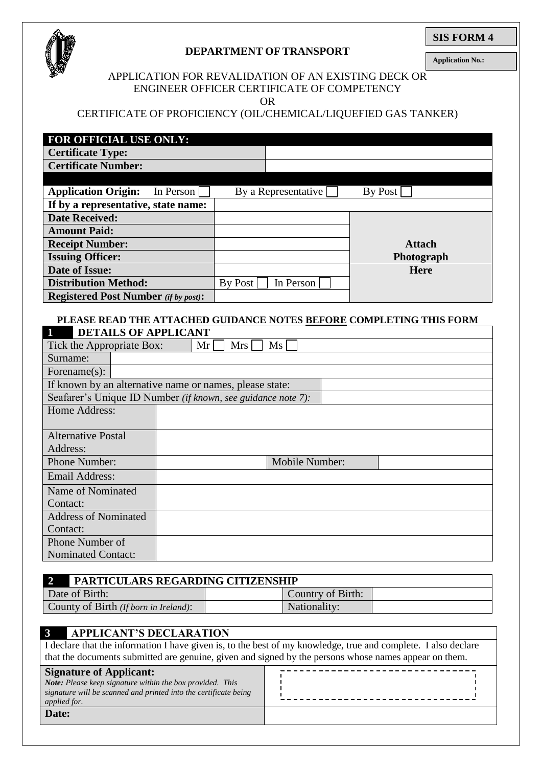**SIS FORM 4**

**Application No.:**

**DEPARTMENT OF TRANSPORT**

APPLICATION FOR REVALIDATION OF AN EXISTING DECK OR ENGINEER OFFICER CERTIFICATE OF COMPETENCY

OR

CERTIFICATE OF PROFICIENCY (OIL/CHEMICAL/LIQUEFIED GAS TANKER)

| **FOR OFFICIAL USE ONLY:** | | |
|---|---|---|
| **Certificate Type:** | | |
| **Certificate Number:** | | |
| **Application Origin:** In Person ☐ | By a Representative ☐ | By Post ☐ |
| **If by a representative, state name:** | | |
| **Date Received:** | | Attach Photograph Here |
| **Amount Paid:** | | |
| **Receipt Number:** | | |
| **Issuing Officer:** | | |
| **Date of Issue:** | | |
| **Distribution Method:** | By Post ☐ In Person ☐ | |
| **Registered Post Number** *(if by post)***:** | | |

**PLEASE READ THE ATTACHED GUIDANCE NOTES BEFORE COMPLETING THIS FORM**

## 1 DETAILS OF APPLICANT

| | | | |
|---|---|---|---|
| Tick the Appropriate Box: | Mr ☐ Mrs ☐ Ms ☐ | | |
| Surname: | | | |
| Forename(s): | | | |
| If known by an alternative name or names, please state: | | | |
| Seafarer's Unique ID Number *(if known, see guidance note 7):* | | | |
| Home Address: | | | |
| Alternative Postal Address: | | | |
| Phone Number: | | Mobile Number: | |
| Email Address: | | | |
| Name of Nominated Contact: | | | |
| Address of Nominated Contact: | | | |
| Phone Number of Nominated Contact: | | | |

## 2 PARTICULARS REGARDING CITIZENSHIP

| | | | |
|---|---|---|---|
| Date of Birth: | | Country of Birth: | |
| County of Birth *(If born in Ireland)*: | | Nationality: | |

## 3 APPLICANT'S DECLARATION

I declare that the information I have given is, to the best of my knowledge, true and complete. I also declare that the documents submitted are genuine, given and signed by the persons whose names appear on them.

| | |
|---|---|
| **Signature of Applicant:** *Note: Please keep signature within the box provided. This signature will be scanned and printed into the certificate being applied for.* | |
| **Date:** | |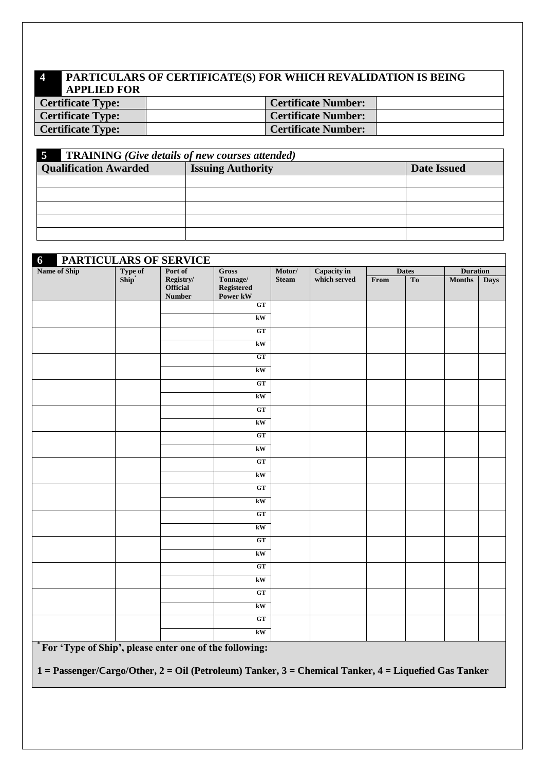## 4 PARTICULARS OF CERTIFICATE(S) FOR WHICH REVALIDATION IS BEING APPLIED FOR

| Certificate Type: | | Certificate Number: | |
|---|---|---|---|
| Certificate Type: | | Certificate Number: | |
| Certificate Type: | | Certificate Number: | |

## 5 TRAINING *(Give details of new courses attended)*

| Qualification Awarded | Issuing Authority | Date Issued |
|---|---|---|
| | | |
| | | |
| | | |
| | | |
| | | |

## 6 PARTICULARS OF SERVICE

| Name of Ship | Type of Ship* | Port of Registry/ Official Number | Gross Tonnage/ Registered Power kW | Motor/ Steam | Capacity in which served | Dates | | Duration | |
|---|---|---|---|---|---|---|---|---|---|
| | | | | | | From | To | Months | Days |
| | | | GT | | | | | | |
| | | | kW | | | | | | |
| | | | GT | | | | | | |
| | | | kW | | | | | | |
| | | | GT | | | | | | |
| | | | kW | | | | | | |
| | | | GT | | | | | | |
| | | | kW | | | | | | |
| | | | GT | | | | | | |
| | | | kW | | | | | | |
| | | | GT | | | | | | |
| | | | kW | | | | | | |
| | | | GT | | | | | | |
| | | | kW | | | | | | |
| | | | GT | | | | | | |
| | | | kW | | | | | | |
| | | | GT | | | | | | |
| | | | kW | | | | | | |
| | | | GT | | | | | | |
| | | | kW | | | | | | |
| | | | GT | | | | | | |
| | | | kW | | | | | | |
| | | | GT | | | | | | |
| | | | kW | | | | | | |
| | | | GT | | | | | | |
| | | | kW | | | | | | |

**\* For 'Type of Ship', please enter one of the following:**

**1 = Passenger/Cargo/Other, 2 = Oil (Petroleum) Tanker, 3 = Chemical Tanker, 4 = Liquefied Gas Tanker**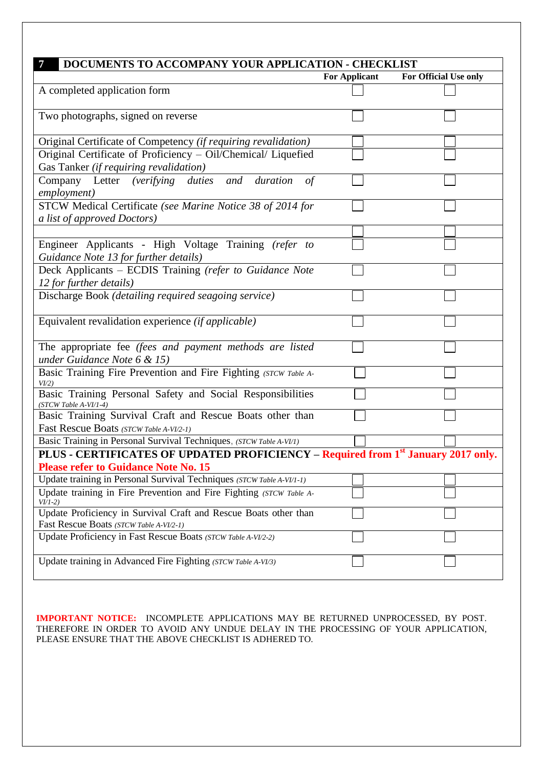## 7 DOCUMENTS TO ACCOMPANY YOUR APPLICATION - CHECKLIST

| | For Applicant | For Official Use only |
|---|---|---|
| A completed application form | ☐ | ☐ |
| Two photographs, signed on reverse | ☐ | ☐ |
| Original Certificate of Competency *(if requiring revalidation)* | ☐ | ☐ |
| Original Certificate of Proficiency – Oil/Chemical/ Liquefied Gas Tanker *(if requiring revalidation)* | ☐ | ☐ |
| Company Letter *(verifying duties and duration of employment)* | ☐ | ☐ |
| STCW Medical Certificate *(see Marine Notice 38 of 2014 for a list of approved Doctors)* | ☐ | ☐ |
| | ☐ | ☐ |
| Engineer Applicants - High Voltage Training *(refer to Guidance Note 13 for further details)* | ☐ | ☐ |
| Deck Applicants – ECDIS Training *(refer to Guidance Note 12 for further details)* | ☐ | ☐ |
| Discharge Book *(detailing required seagoing service)* | ☐ | ☐ |
| Equivalent revalidation experience *(if applicable)* | ☐ | ☐ |
| The appropriate fee *(fees and payment methods are listed under Guidance Note 6 & 15)* | ☐ | ☐ |
| Basic Training Fire Prevention and Fire Fighting *(STCW Table A-VI/2)* | ☐ | ☐ |
| Basic Training Personal Safety and Social Responsibilities *(STCW Table A-VI/1-4)* | ☐ | ☐ |
| Basic Training Survival Craft and Rescue Boats other than Fast Rescue Boats *(STCW Table A-VI/2-1)* | ☐ | ☐ |
| Basic Training in Personal Survival Techniques, *(STCW Table A-VI/1)* | ☐ | ☐ |
| **PLUS - CERTIFICATES OF UPDATED PROFICIENCY – Required from 1st January 2017 only. Please refer to Guidance Note No. 15** | | |
| Update training in Personal Survival Techniques *(STCW Table A-VI/1-1)* | ☐ | ☐ |
| Update training in Fire Prevention and Fire Fighting *(STCW Table A-VI/1-2)* | ☐ | ☐ |
| Update Proficiency in Survival Craft and Rescue Boats other than Fast Rescue Boats *(STCW Table A-VI/2-1)* | ☐ | ☐ |
| Update Proficiency in Fast Rescue Boats *(STCW Table A-VI/2-2)* | ☐ | ☐ |
| Update training in Advanced Fire Fighting *(STCW Table A-VI/3)* | ☐ | ☐ |

**IMPORTANT NOTICE:** INCOMPLETE APPLICATIONS MAY BE RETURNED UNPROCESSED, BY POST. THEREFORE IN ORDER TO AVOID ANY UNDUE DELAY IN THE PROCESSING OF YOUR APPLICATION, PLEASE ENSURE THAT THE ABOVE CHECKLIST IS ADHERED TO.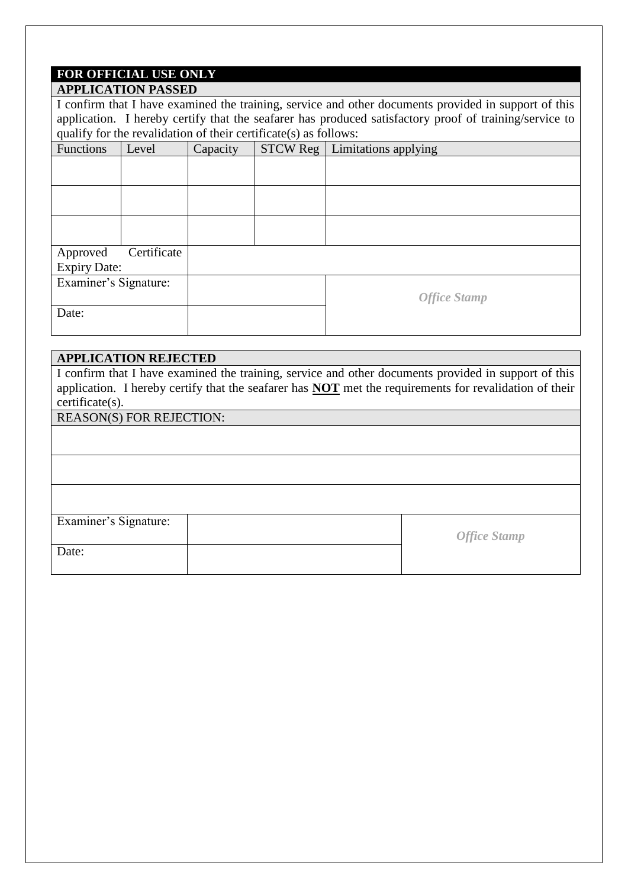## FOR OFFICIAL USE ONLY

### APPLICATION PASSED

I confirm that I have examined the training, service and other documents provided in support of this application. I hereby certify that the seafarer has produced satisfactory proof of training/service to qualify for the revalidation of their certificate(s) as follows:

| Functions | Level | Capacity | STCW Reg | Limitations applying |
|---|---|---|---|---|
| | | | | |
| | | | | |
| | | | | |
| Approved Certificate Expiry Date: | | | | |
| Examiner's Signature: | | | *Office Stamp* | |
| Date: | | | | |

### APPLICATION REJECTED

I confirm that I have examined the training, service and other documents provided in support of this application. I hereby certify that the seafarer has **NOT** met the requirements for revalidation of their certificate(s).

| REASON(S) FOR REJECTION: | | |
|---|---|---|
| | | |
| | | |
| | | |
| Examiner's Signature: | | *Office Stamp* |
| Date: | | |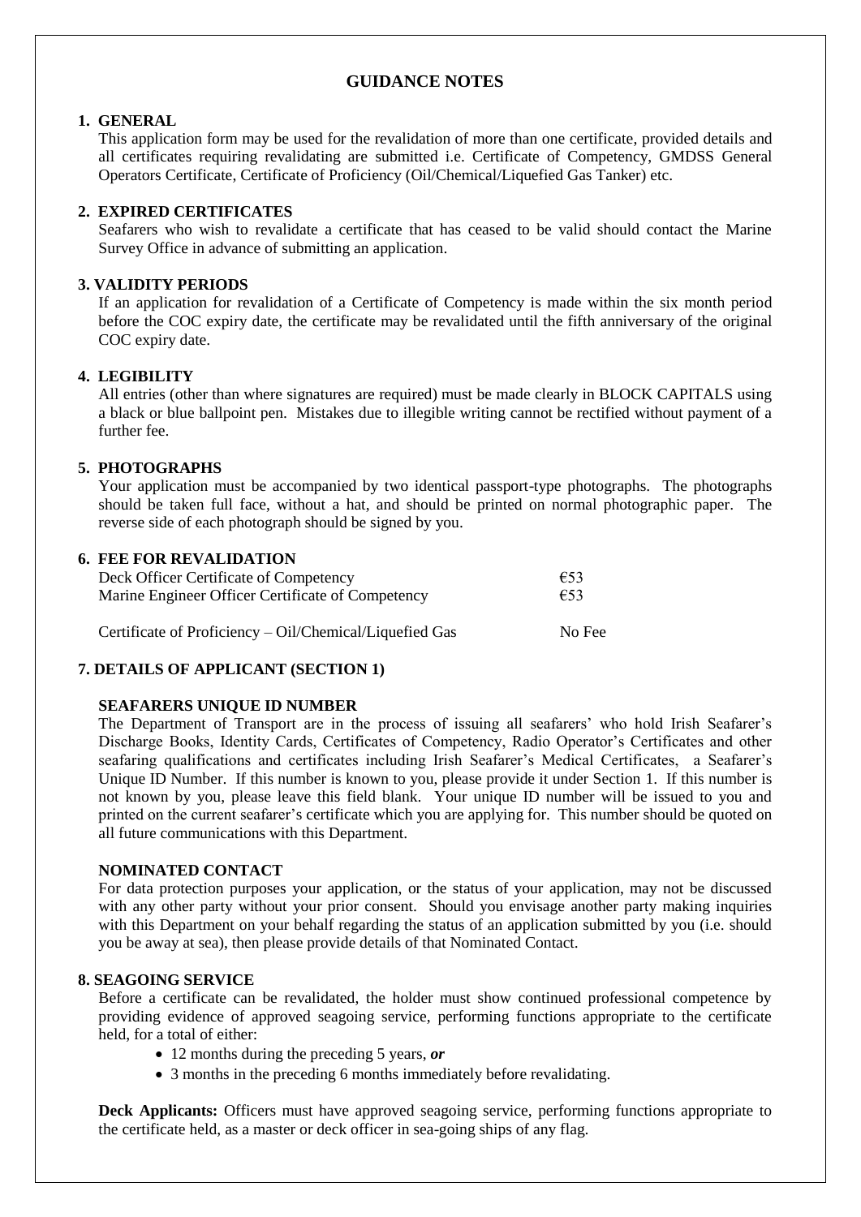# GUIDANCE NOTES

## 1. GENERAL

This application form may be used for the revalidation of more than one certificate, provided details and all certificates requiring revalidating are submitted i.e. Certificate of Competency, GMDSS General Operators Certificate, Certificate of Proficiency (Oil/Chemical/Liquefied Gas Tanker) etc.

## 2. EXPIRED CERTIFICATES

Seafarers who wish to revalidate a certificate that has ceased to be valid should contact the Marine Survey Office in advance of submitting an application.

## 3. VALIDITY PERIODS

If an application for revalidation of a Certificate of Competency is made within the six month period before the COC expiry date, the certificate may be revalidated until the fifth anniversary of the original COC expiry date.

## 4. LEGIBILITY

All entries (other than where signatures are required) must be made clearly in BLOCK CAPITALS using a black or blue ballpoint pen. Mistakes due to illegible writing cannot be rectified without payment of a further fee.

## 5. PHOTOGRAPHS

Your application must be accompanied by two identical passport-type photographs. The photographs should be taken full face, without a hat, and should be printed on normal photographic paper. The reverse side of each photograph should be signed by you.

## 6. FEE FOR REVALIDATION

| | |
|---|---|
| Deck Officer Certificate of Competency | €53 |
| Marine Engineer Officer Certificate of Competency | €53 |
| Certificate of Proficiency – Oil/Chemical/Liquefied Gas | No Fee |

## 7. DETAILS OF APPLICANT (SECTION 1)

**SEAFARERS UNIQUE ID NUMBER**

The Department of Transport are in the process of issuing all seafarers' who hold Irish Seafarer's Discharge Books, Identity Cards, Certificates of Competency, Radio Operator's Certificates and other seafaring qualifications and certificates including Irish Seafarer's Medical Certificates, a Seafarer's Unique ID Number. If this number is known to you, please provide it under Section 1. If this number is not known by you, please leave this field blank. Your unique ID number will be issued to you and printed on the current seafarer's certificate which you are applying for. This number should be quoted on all future communications with this Department.

**NOMINATED CONTACT**

For data protection purposes your application, or the status of your application, may not be discussed with any other party without your prior consent. Should you envisage another party making inquiries with this Department on your behalf regarding the status of an application submitted by you (i.e. should you be away at sea), then please provide details of that Nominated Contact.

## 8. SEAGOING SERVICE

Before a certificate can be revalidated, the holder must show continued professional competence by providing evidence of approved seagoing service, performing functions appropriate to the certificate held, for a total of either:

- 12 months during the preceding 5 years, ***or***
- 3 months in the preceding 6 months immediately before revalidating.

**Deck Applicants:** Officers must have approved seagoing service, performing functions appropriate to the certificate held, as a master or deck officer in sea-going ships of any flag.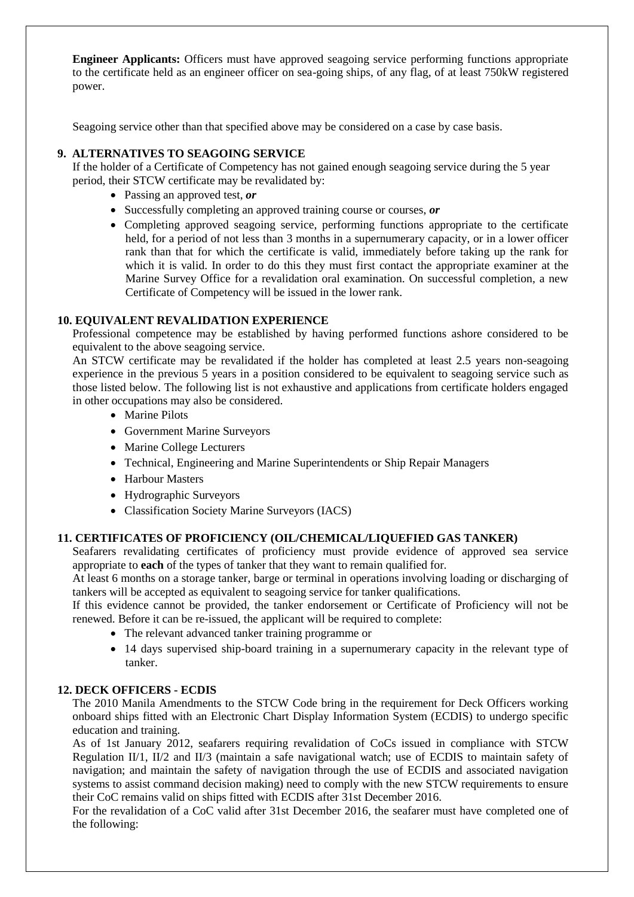**Engineer Applicants:** Officers must have approved seagoing service performing functions appropriate to the certificate held as an engineer officer on sea-going ships, of any flag, of at least 750kW registered power.

Seagoing service other than that specified above may be considered on a case by case basis.

## 9. ALTERNATIVES TO SEAGOING SERVICE

If the holder of a Certificate of Competency has not gained enough seagoing service during the 5 year period, their STCW certificate may be revalidated by:

- Passing an approved test, ***or***
- Successfully completing an approved training course or courses, ***or***
- Completing approved seagoing service, performing functions appropriate to the certificate held, for a period of not less than 3 months in a supernumerary capacity, or in a lower officer rank than that for which the certificate is valid, immediately before taking up the rank for which it is valid. In order to do this they must first contact the appropriate examiner at the Marine Survey Office for a revalidation oral examination. On successful completion, a new Certificate of Competency will be issued in the lower rank.

## 10. EQUIVALENT REVALIDATION EXPERIENCE

Professional competence may be established by having performed functions ashore considered to be equivalent to the above seagoing service.

An STCW certificate may be revalidated if the holder has completed at least 2.5 years non-seagoing experience in the previous 5 years in a position considered to be equivalent to seagoing service such as those listed below. The following list is not exhaustive and applications from certificate holders engaged in other occupations may also be considered.

- Marine Pilots
- Government Marine Surveyors
- Marine College Lecturers
- Technical, Engineering and Marine Superintendents or Ship Repair Managers
- Harbour Masters
- Hydrographic Surveyors
- Classification Society Marine Surveyors (IACS)

## 11. CERTIFICATES OF PROFICIENCY (OIL/CHEMICAL/LIQUEFIED GAS TANKER)

Seafarers revalidating certificates of proficiency must provide evidence of approved sea service appropriate to **each** of the types of tanker that they want to remain qualified for.

At least 6 months on a storage tanker, barge or terminal in operations involving loading or discharging of tankers will be accepted as equivalent to seagoing service for tanker qualifications.

If this evidence cannot be provided, the tanker endorsement or Certificate of Proficiency will not be renewed. Before it can be re-issued, the applicant will be required to complete:

- The relevant advanced tanker training programme or
- 14 days supervised ship-board training in a supernumerary capacity in the relevant type of tanker.

## 12. DECK OFFICERS - ECDIS

The 2010 Manila Amendments to the STCW Code bring in the requirement for Deck Officers working onboard ships fitted with an Electronic Chart Display Information System (ECDIS) to undergo specific education and training.

As of 1st January 2012, seafarers requiring revalidation of CoCs issued in compliance with STCW Regulation II/1, II/2 and II/3 (maintain a safe navigational watch; use of ECDIS to maintain safety of navigation; and maintain the safety of navigation through the use of ECDIS and associated navigation systems to assist command decision making) need to comply with the new STCW requirements to ensure their CoC remains valid on ships fitted with ECDIS after 31st December 2016.

For the revalidation of a CoC valid after 31st December 2016, the seafarer must have completed one of the following: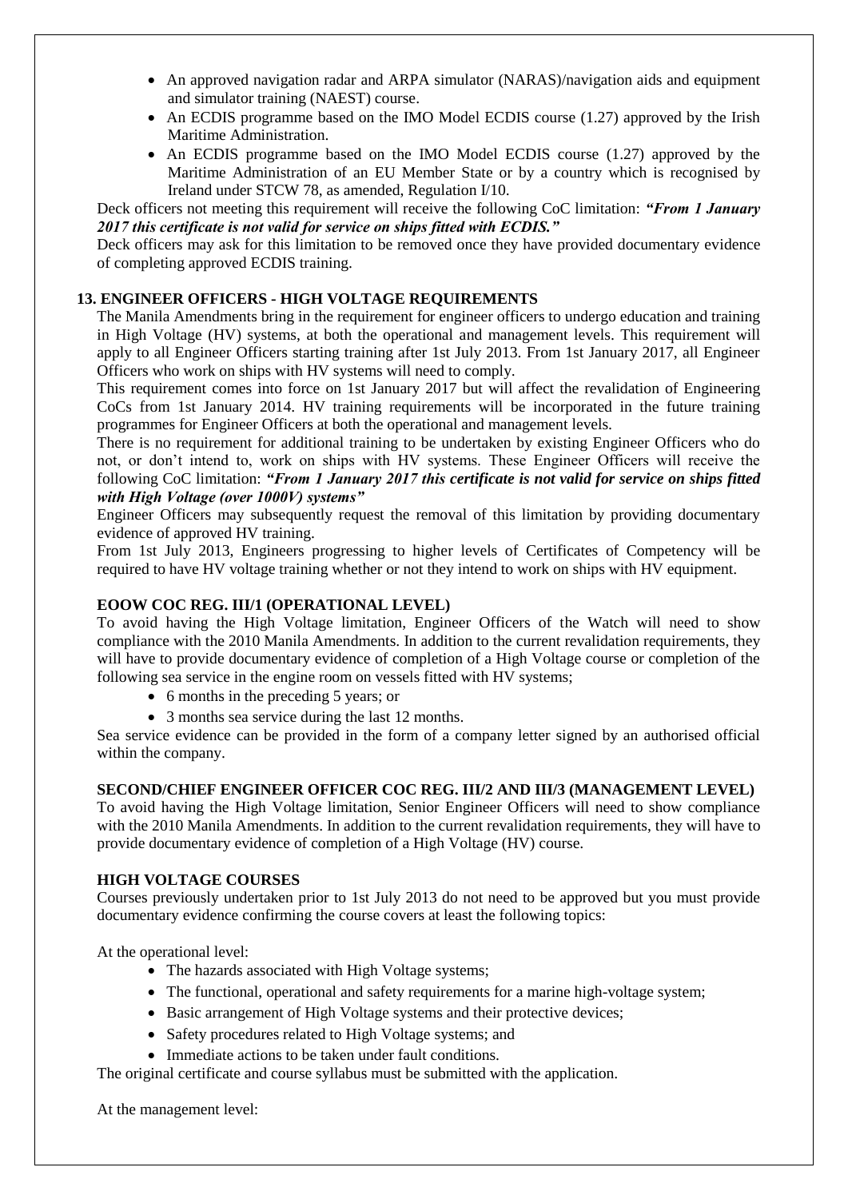- An approved navigation radar and ARPA simulator (NARAS)/navigation aids and equipment and simulator training (NAEST) course.
- An ECDIS programme based on the IMO Model ECDIS course (1.27) approved by the Irish Maritime Administration.
- An ECDIS programme based on the IMO Model ECDIS course (1.27) approved by the Maritime Administration of an EU Member State or by a country which is recognised by Ireland under STCW 78, as amended, Regulation I/10.

Deck officers not meeting this requirement will receive the following CoC limitation: ***"From 1 January 2017 this certificate is not valid for service on ships fitted with ECDIS."***

Deck officers may ask for this limitation to be removed once they have provided documentary evidence of completing approved ECDIS training.

## 13. ENGINEER OFFICERS - HIGH VOLTAGE REQUIREMENTS

The Manila Amendments bring in the requirement for engineer officers to undergo education and training in High Voltage (HV) systems, at both the operational and management levels. This requirement will apply to all Engineer Officers starting training after 1st July 2013. From 1st January 2017, all Engineer Officers who work on ships with HV systems will need to comply.

This requirement comes into force on 1st January 2017 but will affect the revalidation of Engineering CoCs from 1st January 2014. HV training requirements will be incorporated in the future training programmes for Engineer Officers at both the operational and management levels.

There is no requirement for additional training to be undertaken by existing Engineer Officers who do not, or don't intend to, work on ships with HV systems. These Engineer Officers will receive the following CoC limitation: ***"From 1 January 2017 this certificate is not valid for service on ships fitted with High Voltage (over 1000V) systems"***

Engineer Officers may subsequently request the removal of this limitation by providing documentary evidence of approved HV training.

From 1st July 2013, Engineers progressing to higher levels of Certificates of Competency will be required to have HV voltage training whether or not they intend to work on ships with HV equipment.

### EOOW COC REG. III/1 (OPERATIONAL LEVEL)

To avoid having the High Voltage limitation, Engineer Officers of the Watch will need to show compliance with the 2010 Manila Amendments. In addition to the current revalidation requirements, they will have to provide documentary evidence of completion of a High Voltage course or completion of the following sea service in the engine room on vessels fitted with HV systems;

- 6 months in the preceding 5 years; or
- 3 months sea service during the last 12 months.

Sea service evidence can be provided in the form of a company letter signed by an authorised official within the company.

### SECOND/CHIEF ENGINEER OFFICER COC REG. III/2 AND III/3 (MANAGEMENT LEVEL)

To avoid having the High Voltage limitation, Senior Engineer Officers will need to show compliance with the 2010 Manila Amendments. In addition to the current revalidation requirements, they will have to provide documentary evidence of completion of a High Voltage (HV) course.

### HIGH VOLTAGE COURSES

Courses previously undertaken prior to 1st July 2013 do not need to be approved but you must provide documentary evidence confirming the course covers at least the following topics:

At the operational level:

- The hazards associated with High Voltage systems;
- The functional, operational and safety requirements for a marine high-voltage system;
- Basic arrangement of High Voltage systems and their protective devices;
- Safety procedures related to High Voltage systems; and
- Immediate actions to be taken under fault conditions.

The original certificate and course syllabus must be submitted with the application.

At the management level: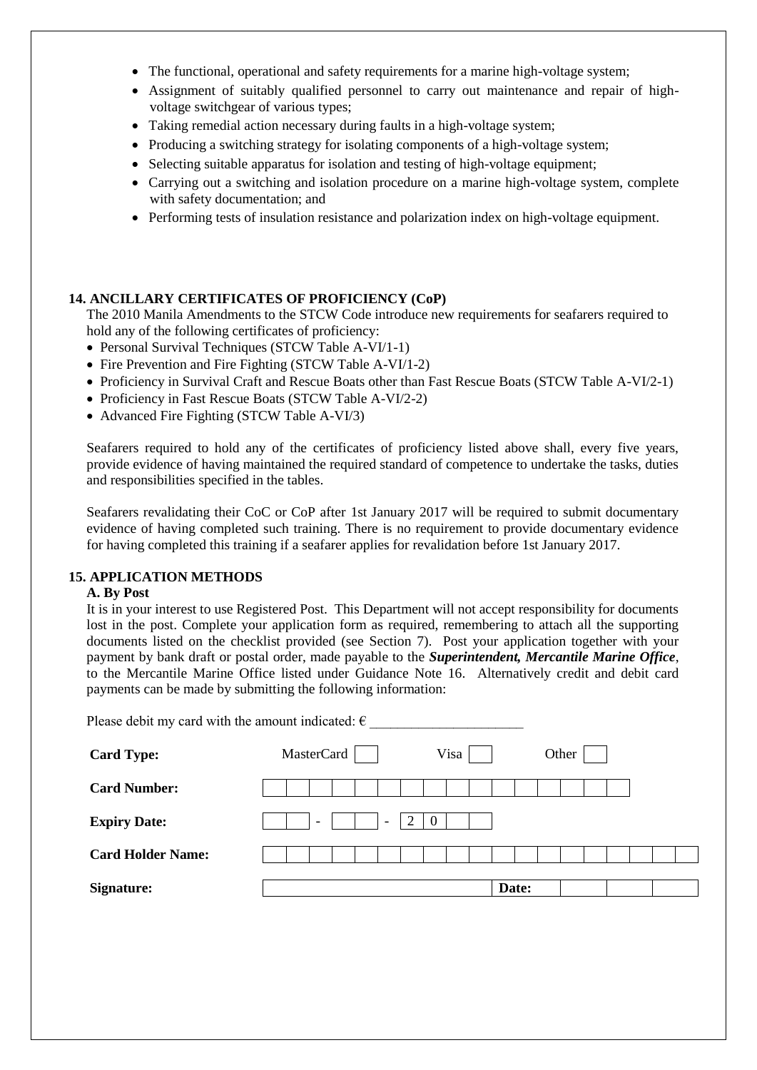- The functional, operational and safety requirements for a marine high-voltage system;
- Assignment of suitably qualified personnel to carry out maintenance and repair of high-voltage switchgear of various types;
- Taking remedial action necessary during faults in a high-voltage system;
- Producing a switching strategy for isolating components of a high-voltage system;
- Selecting suitable apparatus for isolation and testing of high-voltage equipment;
- Carrying out a switching and isolation procedure on a marine high-voltage system, complete with safety documentation; and
- Performing tests of insulation resistance and polarization index on high-voltage equipment.

## 14. ANCILLARY CERTIFICATES OF PROFICIENCY (CoP)

The 2010 Manila Amendments to the STCW Code introduce new requirements for seafarers required to hold any of the following certificates of proficiency:

- Personal Survival Techniques (STCW Table A-VI/1-1)
- Fire Prevention and Fire Fighting (STCW Table A-VI/1-2)
- Proficiency in Survival Craft and Rescue Boats other than Fast Rescue Boats (STCW Table A-VI/2-1)
- Proficiency in Fast Rescue Boats (STCW Table A-VI/2-2)
- Advanced Fire Fighting (STCW Table A-VI/3)

Seafarers required to hold any of the certificates of proficiency listed above shall, every five years, provide evidence of having maintained the required standard of competence to undertake the tasks, duties and responsibilities specified in the tables.

Seafarers revalidating their CoC or CoP after 1st January 2017 will be required to submit documentary evidence of having completed such training. There is no requirement to provide documentary evidence for having completed this training if a seafarer applies for revalidation before 1st January 2017.

## 15. APPLICATION METHODS

### A. By Post

It is in your interest to use Registered Post. This Department will not accept responsibility for documents lost in the post. Complete your application form as required, remembering to attach all the supporting documents listed on the checklist provided (see Section 7). Post your application together with your payment by bank draft or postal order, made payable to the ***Superintendent, Mercantile Marine Office***, to the Mercantile Marine Office listed under Guidance Note 16. Alternatively credit and debit card payments can be made by submitting the following information:

Please debit my card with the amount indicated: € ______________________

| | |
|---|---|
| **Card Type:** | MasterCard ☐ Visa ☐ Other ☐ |
| **Card Number:** | |
| **Expiry Date:** | __ __ - __ __ - 2 0 __ __ |
| **Card Holder Name:** | |
| **Signature:** | **Date:** |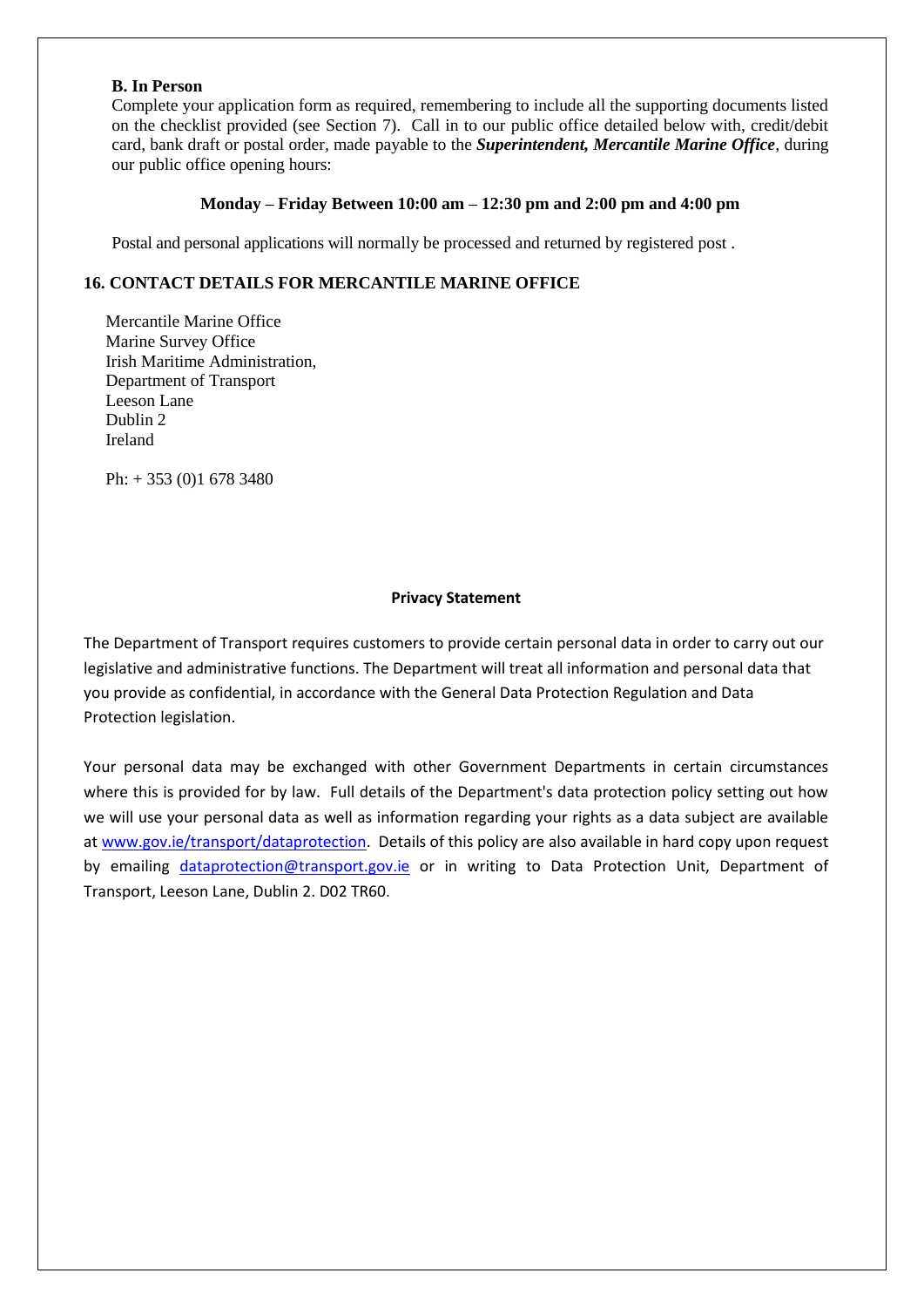**B. In Person**

Complete your application form as required, remembering to include all the supporting documents listed on the checklist provided (see Section 7). Call in to our public office detailed below with, credit/debit card, bank draft or postal order, made payable to the ***Superintendent, Mercantile Marine Office***, during our public office opening hours:

**Monday – Friday Between 10:00 am – 12:30 pm and 2:00 pm and 4:00 pm**

Postal and personal applications will normally be processed and returned by registered post .

## 16. CONTACT DETAILS FOR MERCANTILE MARINE OFFICE

Mercantile Marine Office
Marine Survey Office
Irish Maritime Administration,
Department of Transport
Leeson Lane
Dublin 2
Ireland

Ph: + 353 (0)1 678 3480

**Privacy Statement**

The Department of Transport requires customers to provide certain personal data in order to carry out our legislative and administrative functions. The Department will treat all information and personal data that you provide as confidential, in accordance with the General Data Protection Regulation and Data Protection legislation.

Your personal data may be exchanged with other Government Departments in certain circumstances where this is provided for by law. Full details of the Department's data protection policy setting out how we will use your personal data as well as information regarding your rights as a data subject are available at www.gov.ie/transport/dataprotection. Details of this policy are also available in hard copy upon request by emailing dataprotection@transport.gov.ie or in writing to Data Protection Unit, Department of Transport, Leeson Lane, Dublin 2. D02 TR60.